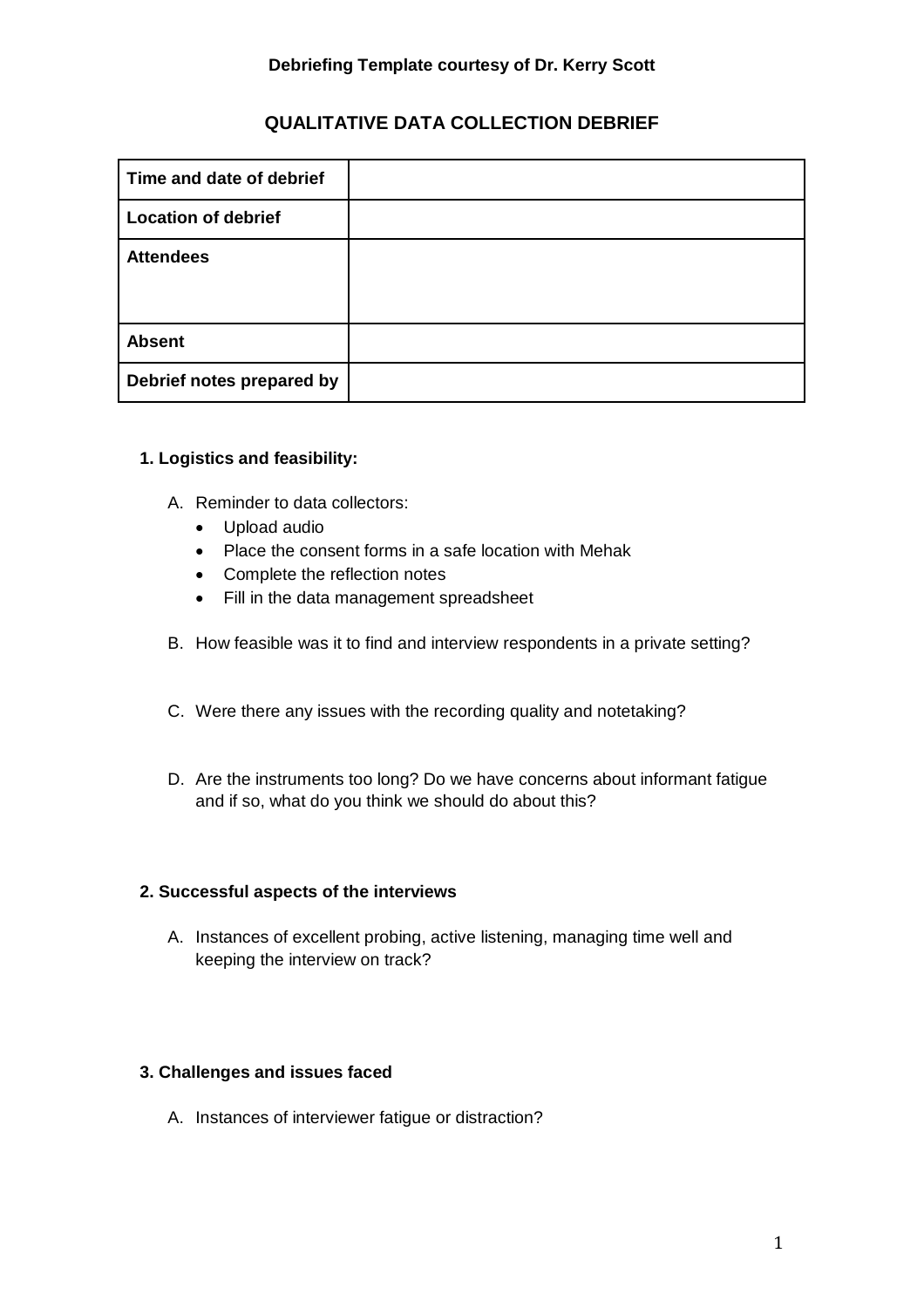**Debriefing Template courtesy of Dr. Kerry Scott**

# QUALITATIVE DATA COLLECTION DEBRIEF

| **Time and date of debrief** | |
|---|---|
| **Location of debrief** | |
| **Attendees** | |
| **Absent** | |
| **Debrief notes prepared by** | |

## 1. Logistics and feasibility:

A. Reminder to data collectors:
- Upload audio
- Place the consent forms in a safe location with Mehak
- Complete the reflection notes
- Fill in the data management spreadsheet

B. How feasible was it to find and interview respondents in a private setting?

C. Were there any issues with the recording quality and notetaking?

D. Are the instruments too long? Do we have concerns about informant fatigue and if so, what do you think we should do about this?

## 2. Successful aspects of the interviews

A. Instances of excellent probing, active listening, managing time well and keeping the interview on track?

## 3. Challenges and issues faced

A. Instances of interviewer fatigue or distraction?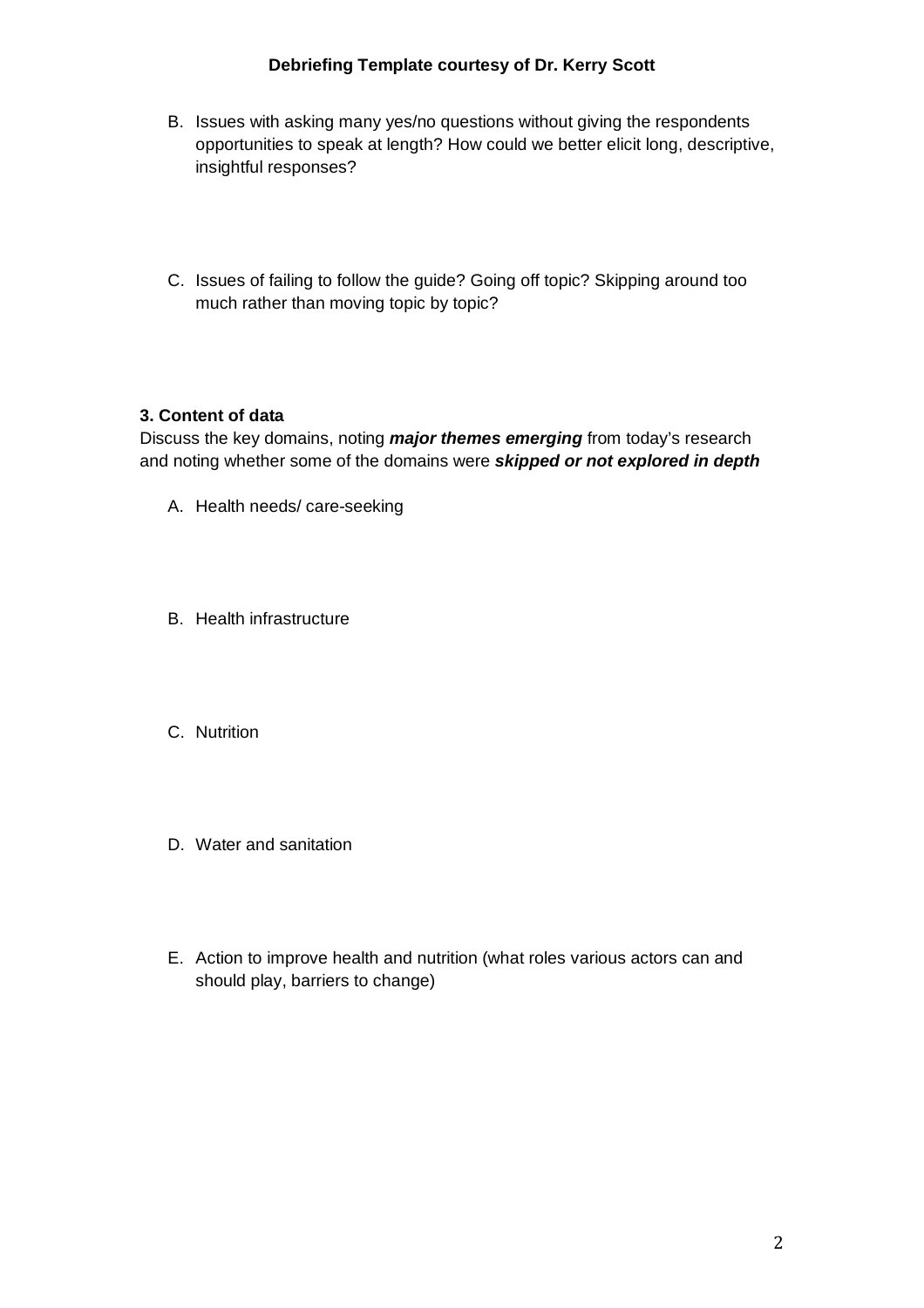B. Issues with asking many yes/no questions without giving the respondents opportunities to speak at length? How could we better elicit long, descriptive, insightful responses?

C. Issues of failing to follow the guide? Going off topic? Skipping around too much rather than moving topic by topic?

**3. Content of data**

Discuss the key domains, noting ***major themes emerging*** from today's research and noting whether some of the domains were ***skipped or not explored in depth***

A. Health needs/ care-seeking

B. Health infrastructure

C. Nutrition

D. Water and sanitation

E. Action to improve health and nutrition (what roles various actors can and should play, barriers to change)